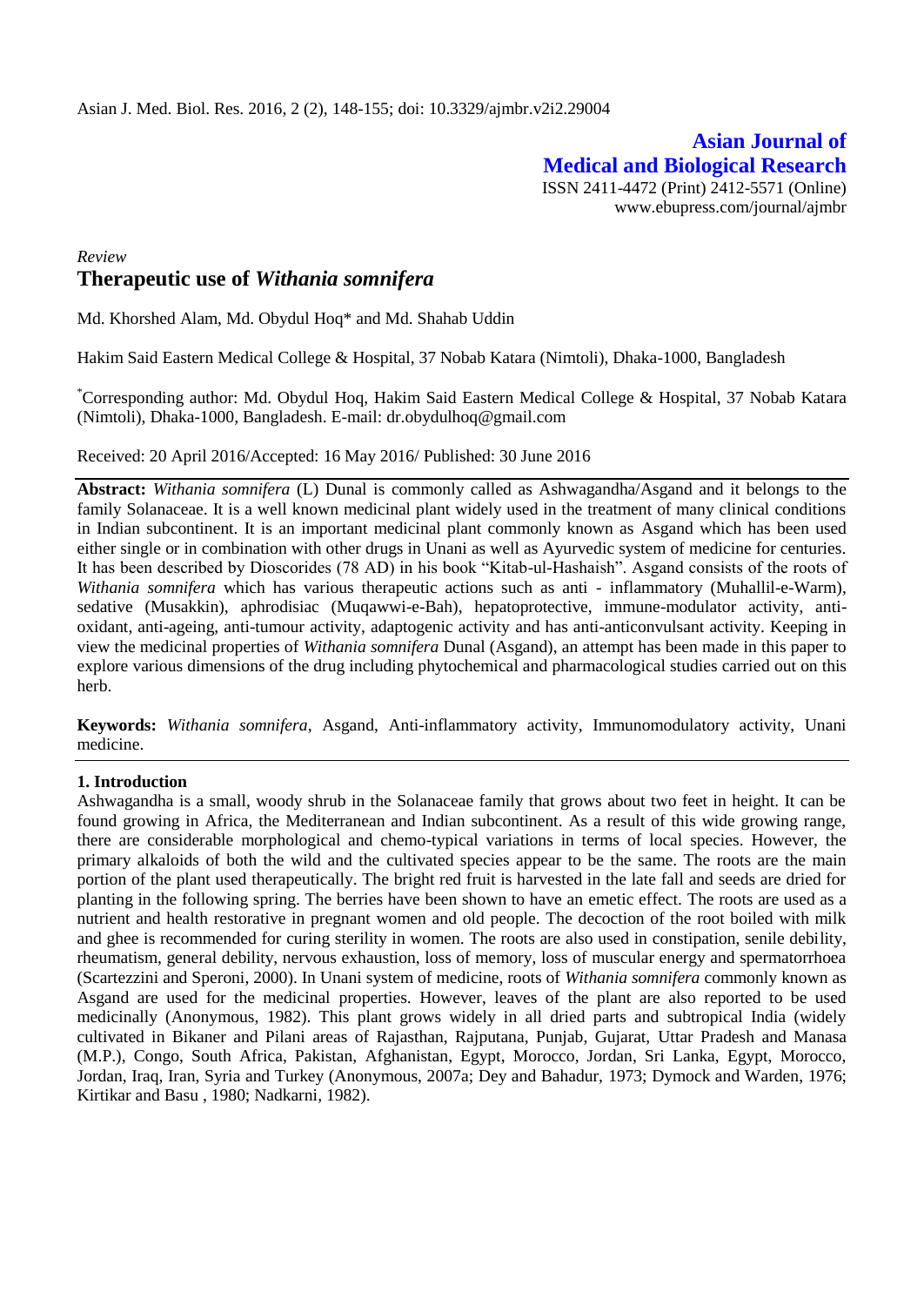Asian J. Med. Biol. Res. 2016, 2 (2), 148-155; doi: 10.3329/ajmbr.v2i2.29004

**Asian Journal of Medical and Biological Research**
ISSN 2411-4472 (Print) 2412-5571 (Online)
www.ebupress.com/journal/ajmbr

*Review*

# Therapeutic use of *Withania somnifera*

Md. Khorshed Alam, Md. Obydul Hoq* and Md. Shahab Uddin

Hakim Said Eastern Medical College & Hospital, 37 Nobab Katara (Nimtoli), Dhaka-1000, Bangladesh

*Corresponding author: Md. Obydul Hoq, Hakim Said Eastern Medical College & Hospital, 37 Nobab Katara (Nimtoli), Dhaka-1000, Bangladesh. E-mail: dr.obydulhoq@gmail.com

Received: 20 April 2016/Accepted: 16 May 2016/ Published: 30 June 2016

**Abstract:** *Withania somnifera* (L) Dunal is commonly called as Ashwagandha/Asgand and it belongs to the family Solanaceae. It is a well known medicinal plant widely used in the treatment of many clinical conditions in Indian subcontinent. It is an important medicinal plant commonly known as Asgand which has been used either single or in combination with other drugs in Unani as well as Ayurvedic system of medicine for centuries. It has been described by Dioscorides (78 AD) in his book "Kitab-ul-Hashaish". Asgand consists of the roots of *Withania somnifera* which has various therapeutic actions such as anti - inflammatory (Muhallil-e-Warm), sedative (Musakkin), aphrodisiac (Muqawwi-e-Bah), hepatoprotective, immune-modulator activity, anti-oxidant, anti-ageing, anti-tumour activity, adaptogenic activity and has anti-anticonvulsant activity. Keeping in view the medicinal properties of *Withania somnifera* Dunal (Asgand), an attempt has been made in this paper to explore various dimensions of the drug including phytochemical and pharmacological studies carried out on this herb.

**Keywords:** *Withania somnifera*, Asgand, Anti-inflammatory activity, Immunomodulatory activity, Unani medicine.

## 1. Introduction

Ashwagandha is a small, woody shrub in the Solanaceae family that grows about two feet in height. It can be found growing in Africa, the Mediterranean and Indian subcontinent. As a result of this wide growing range, there are considerable morphological and chemo-typical variations in terms of local species. However, the primary alkaloids of both the wild and the cultivated species appear to be the same. The roots are the main portion of the plant used therapeutically. The bright red fruit is harvested in the late fall and seeds are dried for planting in the following spring. The berries have been shown to have an emetic effect. The roots are used as a nutrient and health restorative in pregnant women and old people. The decoction of the root boiled with milk and ghee is recommended for curing sterility in women. The roots are also used in constipation, senile debility, rheumatism, general debility, nervous exhaustion, loss of memory, loss of muscular energy and spermatorrhoea (Scartezzini and Speroni, 2000). In Unani system of medicine, roots of *Withania somnifera* commonly known as Asgand are used for the medicinal properties. However, leaves of the plant are also reported to be used medicinally (Anonymous, 1982). This plant grows widely in all dried parts and subtropical India (widely cultivated in Bikaner and Pilani areas of Rajasthan, Rajputana, Punjab, Gujarat, Uttar Pradesh and Manasa (M.P.), Congo, South Africa, Pakistan, Afghanistan, Egypt, Morocco, Jordan, Sri Lanka, Egypt, Morocco, Jordan, Iraq, Iran, Syria and Turkey (Anonymous, 2007a; Dey and Bahadur, 1973; Dymock and Warden, 1976; Kirtikar and Basu , 1980; Nadkarni, 1982).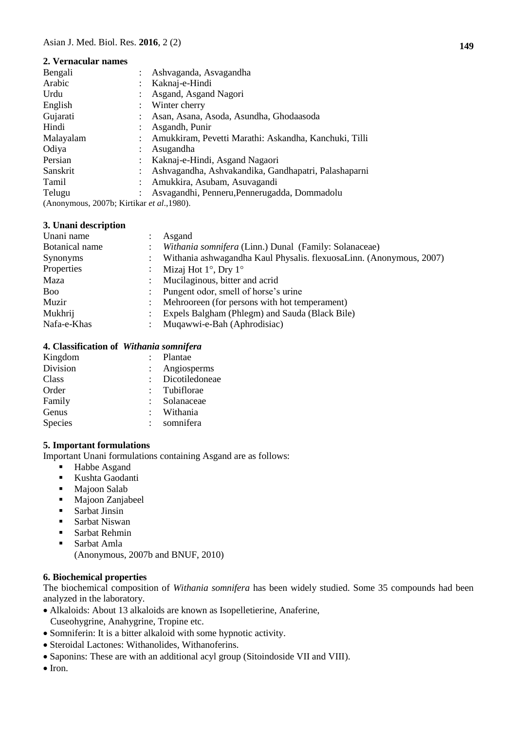## 2. Vernacular names

| | | |
|---|---|---|
| Bengali | : | Ashvaganda, Asvagandha |
| Arabic | : | Kaknaj-e-Hindi |
| Urdu | : | Asgand, Asgand Nagori |
| English | : | Winter cherry |
| Gujarati | : | Asan, Asana, Asoda, Asundha, Ghodaasoda |
| Hindi | : | Asgandh, Punir |
| Malayalam | : | Amukkiram, Pevetti Marathi: Askandha, Kanchuki, Tilli |
| Odiya | : | Asugandha |
| Persian | : | Kaknaj-e-Hindi, Asgand Nagaori |
| Sanskrit | : | Ashvagandha, Ashvakandika, Gandhapatri, Palashaparni |
| Tamil | : | Amukkira, Asubam, Asuvagandi |
| Telugu | : | Asvagandhi, Penneru,Pennerugadda, Dommadolu |

(Anonymous, 2007b; Kirtikar *et al*.,1980).

## 3. Unani description

| | | |
|---|---|---|
| Unani name | : | Asgand |
| Botanical name | : | *Withania somnifera* (Linn.) Dunal (Family: Solanaceae) |
| Synonyms | : | Withania ashwagandha Kaul Physalis. flexuosaLinn. (Anonymous, 2007) |
| Properties | : | Mizaj Hot 1°, Dry 1° |
| Maza | : | Mucilaginous, bitter and acrid |
| Boo | : | Pungent odor, smell of horse's urine |
| Muzir | : | Mehrooreen (for persons with hot temperament) |
| Mukhrij | : | Expels Balgham (Phlegm) and Sauda (Black Bile) |
| Nafa-e-Khas | : | Muqawwi-e-Bah (Aphrodisiac) |

## 4. Classification of *Withania somnifera*

| | | |
|---|---|---|
| Kingdom | : | Plantae |
| Division | : | Angiosperms |
| Class | : | Dicotiledoneae |
| Order | : | Tubiflorae |
| Family | : | Solanaceae |
| Genus | : | Withania |
| Species | : | somnifera |

## 5. Important formulations

Important Unani formulations containing Asgand are as follows:

- Habbe Asgand
- Kushta Gaodanti
- Majoon Salab
- Majoon Zanjabeel
- Sarbat Jinsin
- Sarbat Niswan
- Sarbat Rehmin
- Sarbat Amla

(Anonymous, 2007b and BNUF, 2010)

## 6. Biochemical properties

The biochemical composition of *Withania somnifera* has been widely studied. Some 35 compounds had been analyzed in the laboratory.

- Alkaloids: About 13 alkaloids are known as Isopelletierine, Anaferine, Cuseohygrine, Anahygrine, Tropine etc.
- Somniferin: It is a bitter alkaloid with some hypnotic activity.
- Steroidal Lactones: Withanolides, Withanoferins.
- Saponins: These are with an additional acyl group (Sitoindoside VII and VIII).
- Iron.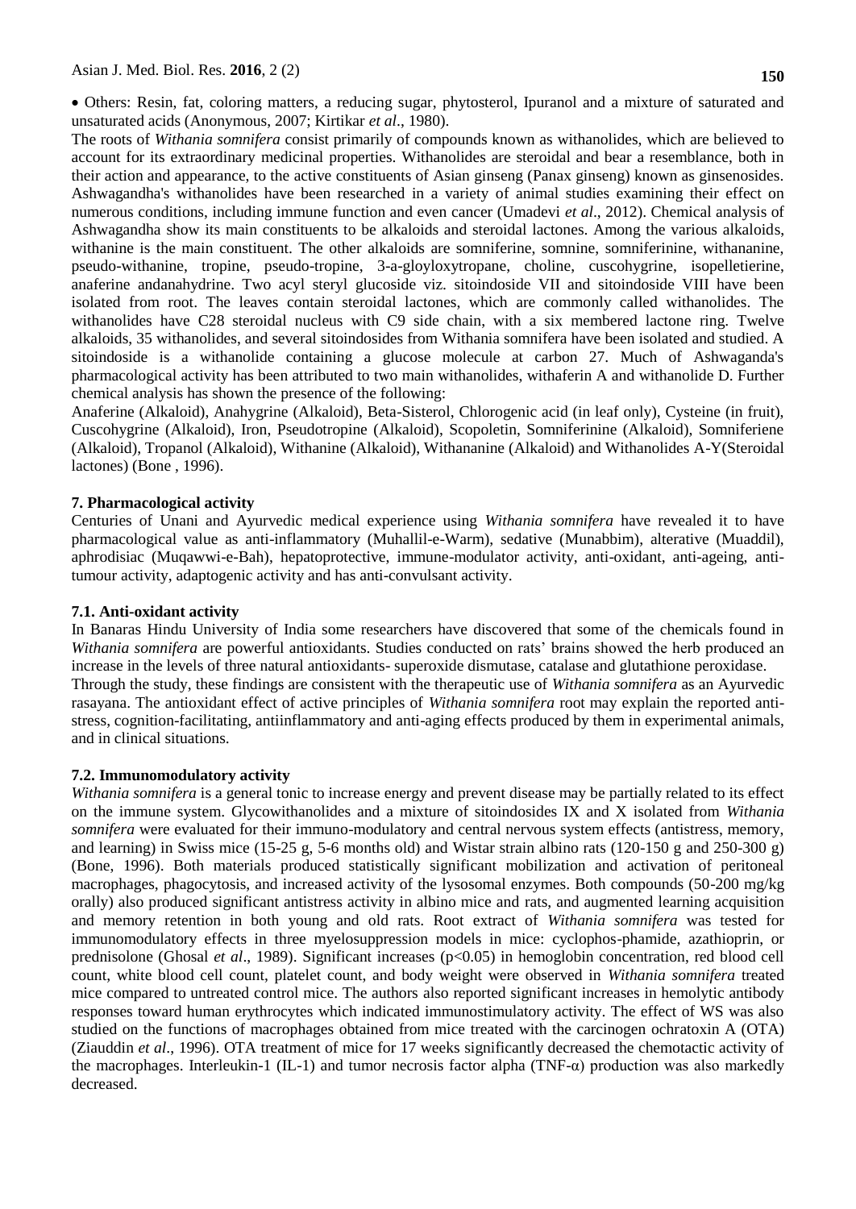- Others: Resin, fat, coloring matters, a reducing sugar, phytosterol, Ipuranol and a mixture of saturated and unsaturated acids (Anonymous, 2007; Kirtikar *et al*., 1980).

The roots of *Withania somnifera* consist primarily of compounds known as withanolides, which are believed to account for its extraordinary medicinal properties. Withanolides are steroidal and bear a resemblance, both in their action and appearance, to the active constituents of Asian ginseng (Panax ginseng) known as ginsenosides. Ashwagandha's withanolides have been researched in a variety of animal studies examining their effect on numerous conditions, including immune function and even cancer (Umadevi *et al*., 2012). Chemical analysis of Ashwagandha show its main constituents to be alkaloids and steroidal lactones. Among the various alkaloids, withanine is the main constituent. The other alkaloids are somniferine, somnine, somniferinine, withananine, pseudo-withanine, tropine, pseudo-tropine, 3-a-gloyloxytropane, choline, cuscohygrine, isopelletierine, anaferine andanahydrine. Two acyl steryl glucoside viz. sitoindoside VII and sitoindoside VIII have been isolated from root. The leaves contain steroidal lactones, which are commonly called withanolides. The withanolides have C28 steroidal nucleus with C9 side chain, with a six membered lactone ring. Twelve alkaloids, 35 withanolides, and several sitoindosides from Withania somnifera have been isolated and studied. A sitoindoside is a withanolide containing a glucose molecule at carbon 27. Much of Ashwaganda's pharmacological activity has been attributed to two main withanolides, withaferin A and withanolide D. Further chemical analysis has shown the presence of the following:

Anaferine (Alkaloid), Anahygrine (Alkaloid), Beta-Sisterol, Chlorogenic acid (in leaf only), Cysteine (in fruit), Cuscohygrine (Alkaloid), Iron, Pseudotropine (Alkaloid), Scopoletin, Somniferinine (Alkaloid), Somniferiene (Alkaloid), Tropanol (Alkaloid), Withanine (Alkaloid), Withananine (Alkaloid) and Withanolides A-Y(Steroidal lactones) (Bone , 1996).

## 7. Pharmacological activity

Centuries of Unani and Ayurvedic medical experience using *Withania somnifera* have revealed it to have pharmacological value as anti-inflammatory (Muhallil-e-Warm), sedative (Munabbim), alterative (Muaddil), aphrodisiac (Muqawwi-e-Bah), hepatoprotective, immune-modulator activity, anti-oxidant, anti-ageing, anti-tumour activity, adaptogenic activity and has anti-convulsant activity.

### 7.1. Anti-oxidant activity

In Banaras Hindu University of India some researchers have discovered that some of the chemicals found in *Withania somnifera* are powerful antioxidants. Studies conducted on rats' brains showed the herb produced an increase in the levels of three natural antioxidants- superoxide dismutase, catalase and glutathione peroxidase.

Through the study, these findings are consistent with the therapeutic use of *Withania somnifera* as an Ayurvedic rasayana. The antioxidant effect of active principles of *Withania somnifera* root may explain the reported anti-stress, cognition-facilitating, antiinflammatory and anti-aging effects produced by them in experimental animals, and in clinical situations.

### 7.2. Immunomodulatory activity

*Withania somnifera* is a general tonic to increase energy and prevent disease may be partially related to its effect on the immune system. Glycowithanolides and a mixture of sitoindosides IX and X isolated from *Withania somnifera* were evaluated for their immuno-modulatory and central nervous system effects (antistress, memory, and learning) in Swiss mice (15-25 g, 5-6 months old) and Wistar strain albino rats (120-150 g and 250-300 g) (Bone, 1996). Both materials produced statistically significant mobilization and activation of peritoneal macrophages, phagocytosis, and increased activity of the lysosomal enzymes. Both compounds (50-200 mg/kg orally) also produced significant antistress activity in albino mice and rats, and augmented learning acquisition and memory retention in both young and old rats. Root extract of *Withania somnifera* was tested for immunomodulatory effects in three myelosuppression models in mice: cyclophos-phamide, azathioprin, or prednisolone (Ghosal *et al*., 1989). Significant increases ($p<0.05$) in hemoglobin concentration, red blood cell count, white blood cell count, platelet count, and body weight were observed in *Withania somnifera* treated mice compared to untreated control mice. The authors also reported significant increases in hemolytic antibody responses toward human erythrocytes which indicated immunostimulatory activity. The effect of WS was also studied on the functions of macrophages obtained from mice treated with the carcinogen ochratoxin A (OTA) (Ziauddin *et al*., 1996). OTA treatment of mice for 17 weeks significantly decreased the chemotactic activity of the macrophages. Interleukin-1 (IL-1) and tumor necrosis factor alpha (TNF-$\alpha$) production was also markedly decreased.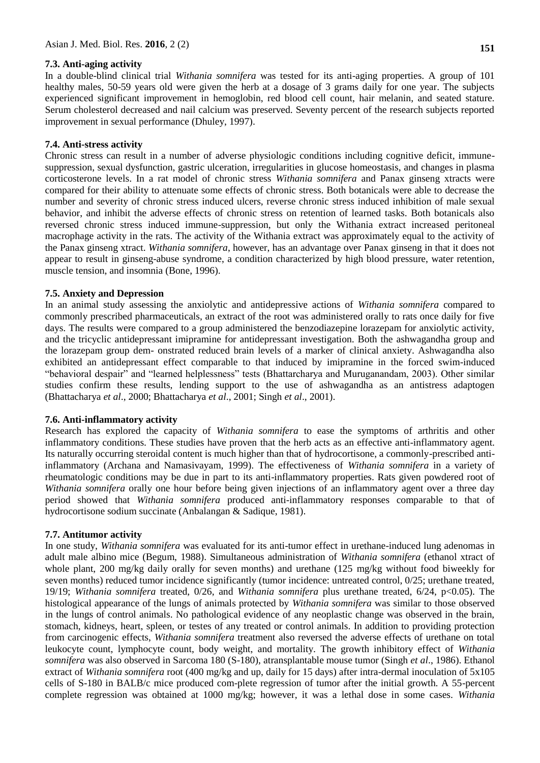### 7.3. Anti-aging activity

In a double-blind clinical trial *Withania somnifera* was tested for its anti-aging properties. A group of 101 healthy males, 50-59 years old were given the herb at a dosage of 3 grams daily for one year. The subjects experienced significant improvement in hemoglobin, red blood cell count, hair melanin, and seated stature. Serum cholesterol decreased and nail calcium was preserved. Seventy percent of the research subjects reported improvement in sexual performance (Dhuley, 1997).

### 7.4. Anti-stress activity

Chronic stress can result in a number of adverse physiologic conditions including cognitive deficit, immune-suppression, sexual dysfunction, gastric ulceration, irregularities in glucose homeostasis, and changes in plasma corticosterone levels. In a rat model of chronic stress *Withania somnifera* and Panax ginseng xtracts were compared for their ability to attenuate some effects of chronic stress. Both botanicals were able to decrease the number and severity of chronic stress induced ulcers, reverse chronic stress induced inhibition of male sexual behavior, and inhibit the adverse effects of chronic stress on retention of learned tasks. Both botanicals also reversed chronic stress induced immune-suppression, but only the Withania extract increased peritoneal macrophage activity in the rats. The activity of the Withania extract was approximately equal to the activity of the Panax ginseng xtract. *Withania somnifera*, however, has an advantage over Panax ginseng in that it does not appear to result in ginseng-abuse syndrome, a condition characterized by high blood pressure, water retention, muscle tension, and insomnia (Bone, 1996).

### 7.5. Anxiety and Depression

In an animal study assessing the anxiolytic and antidepressive actions of *Withania somnifera* compared to commonly prescribed pharmaceuticals, an extract of the root was administered orally to rats once daily for five days. The results were compared to a group administered the benzodiazepine lorazepam for anxiolytic activity, and the tricyclic antidepressant imipramine for antidepressant investigation. Both the ashwagandha group and the lorazepam group dem- onstrated reduced brain levels of a marker of clinical anxiety. Ashwagandha also exhibited an antidepressant effect comparable to that induced by imipramine in the forced swim-induced "behavioral despair" and "learned helplessness" tests (Bhattarcharya and Muruganandam, 2003). Other similar studies confirm these results, lending support to the use of ashwagandha as an antistress adaptogen (Bhattacharya *et al*., 2000; Bhattacharya *et al*., 2001; Singh *et al*., 2001).

### 7.6. Anti-inflammatory activity

Research has explored the capacity of *Withania somnifera* to ease the symptoms of arthritis and other inflammatory conditions. These studies have proven that the herb acts as an effective anti-inflammatory agent. Its naturally occurring steroidal content is much higher than that of hydrocortisone, a commonly-prescribed anti-inflammatory (Archana and Namasivayam, 1999). The effectiveness of *Withania somnifera* in a variety of rheumatologic conditions may be due in part to its anti-inflammatory properties. Rats given powdered root of *Withania somnifera* orally one hour before being given injections of an inflammatory agent over a three day period showed that *Withania somnifera* produced anti-inflammatory responses comparable to that of hydrocortisone sodium succinate (Anbalangan & Sadique, 1981).

### 7.7. Antitumor activity

In one study, *Withania somnifera* was evaluated for its anti-tumor effect in urethane-induced lung adenomas in adult male albino mice (Begum, 1988). Simultaneous administration of *Withania somnifera* (ethanol xtract of whole plant, 200 mg/kg daily orally for seven months) and urethane (125 mg/kg without food biweekly for seven months) reduced tumor incidence significantly (tumor incidence: untreated control, 0/25; urethane treated, 19/19; *Withania somnifera* treated, 0/26, and *Withania somnifera* plus urethane treated, 6/24, $p<0.05$). The histological appearance of the lungs of animals protected by *Withania somnifera* was similar to those observed in the lungs of control animals. No pathological evidence of any neoplastic change was observed in the brain, stomach, kidneys, heart, spleen, or testes of any treated or control animals. In addition to providing protection from carcinogenic effects, *Withania somnifera* treatment also reversed the adverse effects of urethane on total leukocyte count, lymphocyte count, body weight, and mortality. The growth inhibitory effect of *Withania somnifera* was also observed in Sarcoma 180 (S-180), atransplantable mouse tumor (Singh *et al*., 1986). Ethanol extract of *Withania somnifera* root (400 mg/kg and up, daily for 15 days) after intra-dermal inoculation of 5x105 cells of S-180 in BALB/c mice produced com-plete regression of tumor after the initial growth. A 55-percent complete regression was obtained at 1000 mg/kg; however, it was a lethal dose in some cases. *Withania*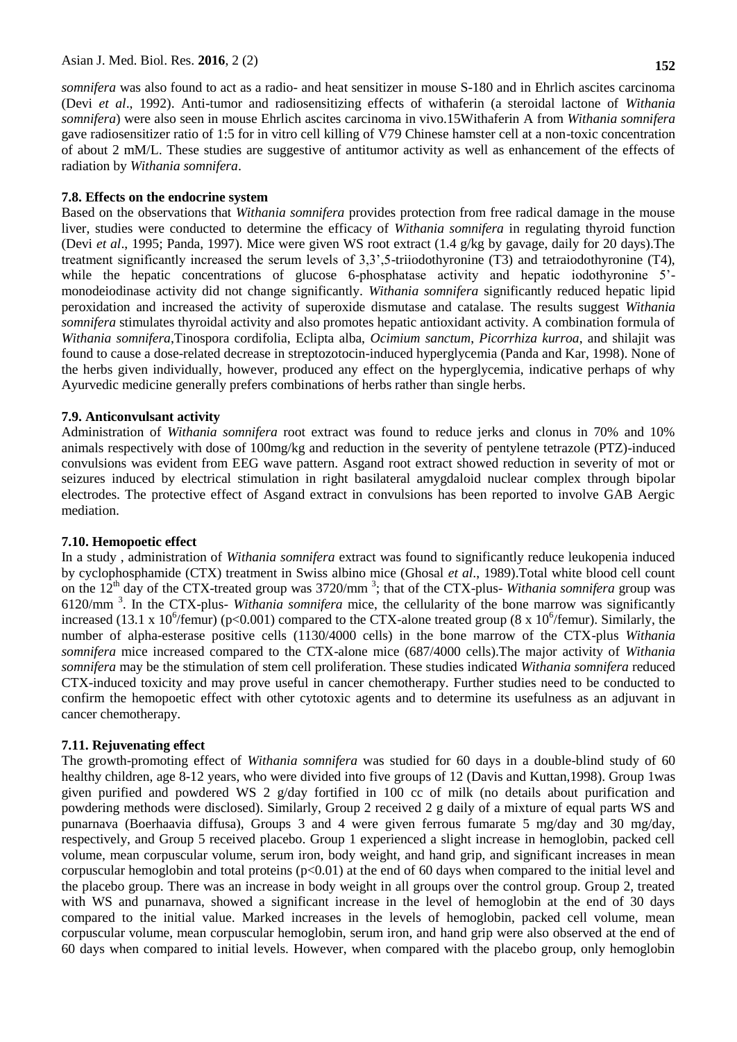*somnifera* was also found to act as a radio- and heat sensitizer in mouse S-180 and in Ehrlich ascites carcinoma (Devi *et al*., 1992). Anti-tumor and radiosensitizing effects of withaferin (a steroidal lactone of *Withania somnifera*) were also seen in mouse Ehrlich ascites carcinoma in vivo.15Withaferin A from *Withania somnifera* gave radiosensitizer ratio of 1:5 for in vitro cell killing of V79 Chinese hamster cell at a non-toxic concentration of about 2 mM/L. These studies are suggestive of antitumor activity as well as enhancement of the effects of radiation by *Withania somnifera*.

### 7.8. Effects on the endocrine system

Based on the observations that *Withania somnifera* provides protection from free radical damage in the mouse liver, studies were conducted to determine the efficacy of *Withania somnifera* in regulating thyroid function (Devi *et al*., 1995; Panda, 1997). Mice were given WS root extract (1.4 g/kg by gavage, daily for 20 days).The treatment significantly increased the serum levels of 3,3',5-triiodothyronine (T3) and tetraiodothyronine (T4), while the hepatic concentrations of glucose 6-phosphatase activity and hepatic iodothyronine 5'-monodeiodinase activity did not change significantly. *Withania somnifera* significantly reduced hepatic lipid peroxidation and increased the activity of superoxide dismutase and catalase. The results suggest *Withania somnifera* stimulates thyroidal activity and also promotes hepatic antioxidant activity. A combination formula of *Withania somnifera*,Tinospora cordifolia, Eclipta alba, *Ocimium sanctum*, *Picorrhiza kurroa*, and shilajit was found to cause a dose-related decrease in streptozotocin-induced hyperglycemia (Panda and Kar, 1998). None of the herbs given individually, however, produced any effect on the hyperglycemia, indicative perhaps of why Ayurvedic medicine generally prefers combinations of herbs rather than single herbs.

### 7.9. Anticonvulsant activity

Administration of *Withania somnifera* root extract was found to reduce jerks and clonus in 70% and 10% animals respectively with dose of 100mg/kg and reduction in the severity of pentylene tetrazole (PTZ)-induced convulsions was evident from EEG wave pattern. Asgand root extract showed reduction in severity of mot or seizures induced by electrical stimulation in right basilateral amygdaloid nuclear complex through bipolar electrodes. The protective effect of Asgand extract in convulsions has been reported to involve GAB Aergic mediation.

### 7.10. Hemopoetic effect

In a study , administration of *Withania somnifera* extract was found to significantly reduce leukopenia induced by cyclophosphamide (CTX) treatment in Swiss albino mice (Ghosal *et al*., 1989).Total white blood cell count on the $12^{th}$ day of the CTX-treated group was 3720/mm $^{3}$; that of the CTX-plus- *Withania somnifera* group was 6120/mm $^{3}$. In the CTX-plus- *Withania somnifera* mice, the cellularity of the bone marrow was significantly increased (13.1 x $10^{6}$/femur) ($p<0.001$) compared to the CTX-alone treated group (8 x $10^{6}$/femur). Similarly, the number of alpha-esterase positive cells (1130/4000 cells) in the bone marrow of the CTX-plus *Withania somnifera* mice increased compared to the CTX-alone mice (687/4000 cells).The major activity of *Withania somnifera* may be the stimulation of stem cell proliferation. These studies indicated *Withania somnifera* reduced CTX-induced toxicity and may prove useful in cancer chemotherapy. Further studies need to be conducted to confirm the hemopoetic effect with other cytotoxic agents and to determine its usefulness as an adjuvant in cancer chemotherapy.

### 7.11. Rejuvenating effect

The growth-promoting effect of *Withania somnifera* was studied for 60 days in a double-blind study of 60 healthy children, age 8-12 years, who were divided into five groups of 12 (Davis and Kuttan,1998). Group 1was given purified and powdered WS 2 g/day fortified in 100 cc of milk (no details about purification and powdering methods were disclosed). Similarly, Group 2 received 2 g daily of a mixture of equal parts WS and punarnava (Boerhaavia diffusa), Groups 3 and 4 were given ferrous fumarate 5 mg/day and 30 mg/day, respectively, and Group 5 received placebo. Group 1 experienced a slight increase in hemoglobin, packed cell volume, mean corpuscular volume, serum iron, body weight, and hand grip, and significant increases in mean corpuscular hemoglobin and total proteins ($p<0.01$) at the end of 60 days when compared to the initial level and the placebo group. There was an increase in body weight in all groups over the control group. Group 2, treated with WS and punarnava, showed a significant increase in the level of hemoglobin at the end of 30 days compared to the initial value. Marked increases in the levels of hemoglobin, packed cell volume, mean corpuscular volume, mean corpuscular hemoglobin, serum iron, and hand grip were also observed at the end of 60 days when compared to initial levels. However, when compared with the placebo group, only hemoglobin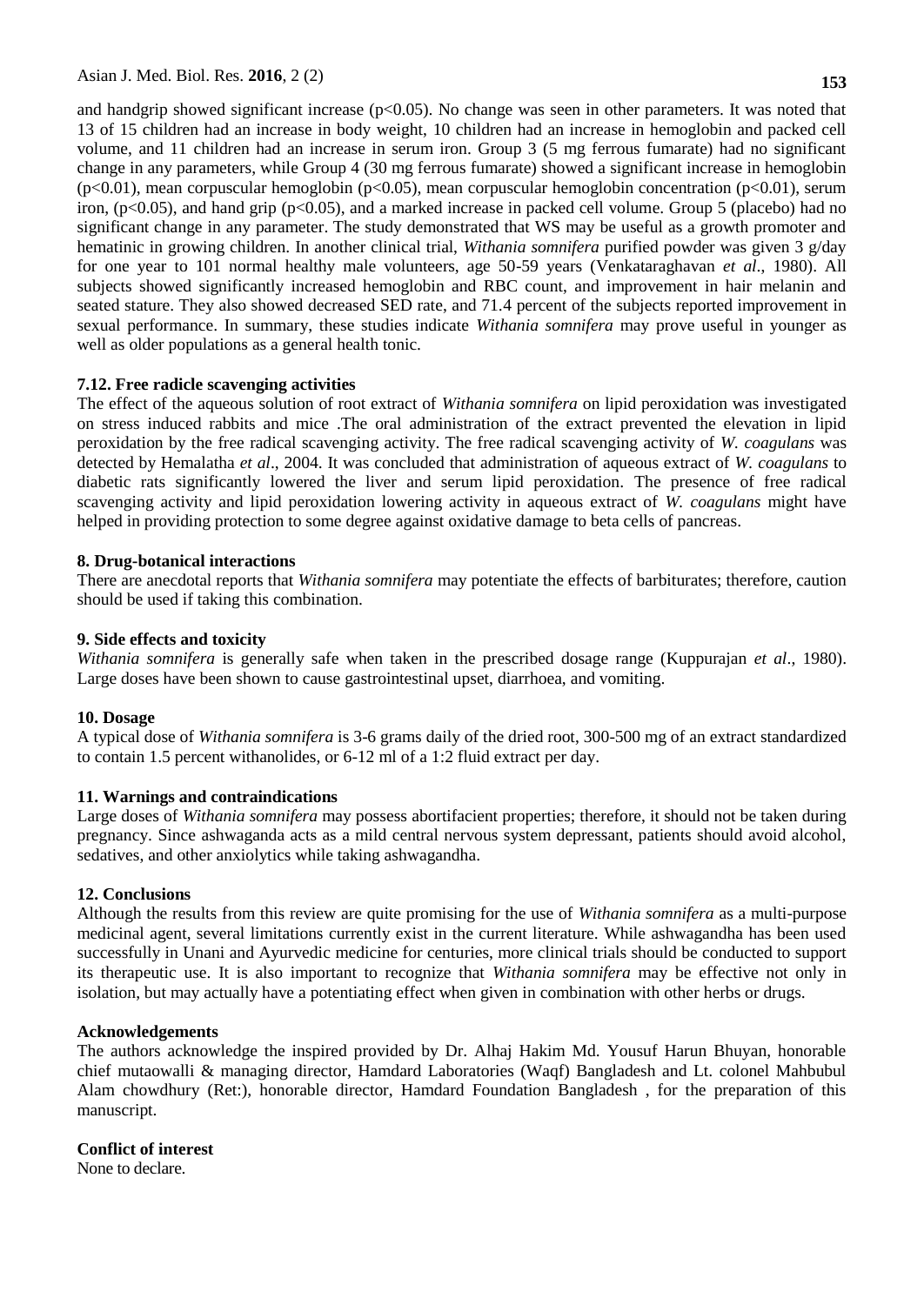and handgrip showed significant increase ($p<0.05$). No change was seen in other parameters. It was noted that 13 of 15 children had an increase in body weight, 10 children had an increase in hemoglobin and packed cell volume, and 11 children had an increase in serum iron. Group 3 (5 mg ferrous fumarate) had no significant change in any parameters, while Group 4 (30 mg ferrous fumarate) showed a significant increase in hemoglobin ($p<0.01$), mean corpuscular hemoglobin ($p<0.05$), mean corpuscular hemoglobin concentration ($p<0.01$), serum iron, ($p<0.05$), and hand grip ($p<0.05$), and a marked increase in packed cell volume. Group 5 (placebo) had no significant change in any parameter. The study demonstrated that WS may be useful as a growth promoter and hematinic in growing children. In another clinical trial, *Withania somnifera* purified powder was given 3 g/day for one year to 101 normal healthy male volunteers, age 50-59 years (Venkataraghavan *et al*., 1980). All subjects showed significantly increased hemoglobin and RBC count, and improvement in hair melanin and seated stature. They also showed decreased SED rate, and 71.4 percent of the subjects reported improvement in sexual performance. In summary, these studies indicate *Withania somnifera* may prove useful in younger as well as older populations as a general health tonic.

### 7.12. Free radicle scavenging activities

The effect of the aqueous solution of root extract of *Withania somnifera* on lipid peroxidation was investigated on stress induced rabbits and mice .The oral administration of the extract prevented the elevation in lipid peroxidation by the free radical scavenging activity. The free radical scavenging activity of *W. coagulans* was detected by Hemalatha *et al*., 2004. It was concluded that administration of aqueous extract of *W. coagulans* to diabetic rats significantly lowered the liver and serum lipid peroxidation. The presence of free radical scavenging activity and lipid peroxidation lowering activity in aqueous extract of *W. coagulans* might have helped in providing protection to some degree against oxidative damage to beta cells of pancreas.

## 8. Drug-botanical interactions

There are anecdotal reports that *Withania somnifera* may potentiate the effects of barbiturates; therefore, caution should be used if taking this combination.

## 9. Side effects and toxicity

*Withania somnifera* is generally safe when taken in the prescribed dosage range (Kuppurajan *et al*., 1980). Large doses have been shown to cause gastrointestinal upset, diarrhoea, and vomiting.

## 10. Dosage

A typical dose of *Withania somnifera* is 3-6 grams daily of the dried root, 300-500 mg of an extract standardized to contain 1.5 percent withanolides, or 6-12 ml of a 1:2 fluid extract per day.

## 11. Warnings and contraindications

Large doses of *Withania somnifera* may possess abortifacient properties; therefore, it should not be taken during pregnancy. Since ashwaganda acts as a mild central nervous system depressant, patients should avoid alcohol, sedatives, and other anxiolytics while taking ashwagandha.

## 12. Conclusions

Although the results from this review are quite promising for the use of *Withania somnifera* as a multi-purpose medicinal agent, several limitations currently exist in the current literature. While ashwagandha has been used successfully in Unani and Ayurvedic medicine for centuries, more clinical trials should be conducted to support its therapeutic use. It is also important to recognize that *Withania somnifera* may be effective not only in isolation, but may actually have a potentiating effect when given in combination with other herbs or drugs.

## Acknowledgements

The authors acknowledge the inspired provided by Dr. Alhaj Hakim Md. Yousuf Harun Bhuyan, honorable chief mutaowalli & managing director, Hamdard Laboratories (Waqf) Bangladesh and Lt. colonel Mahbubul Alam chowdhury (Ret:), honorable director, Hamdard Foundation Bangladesh , for the preparation of this manuscript.

## Conflict of interest

None to declare.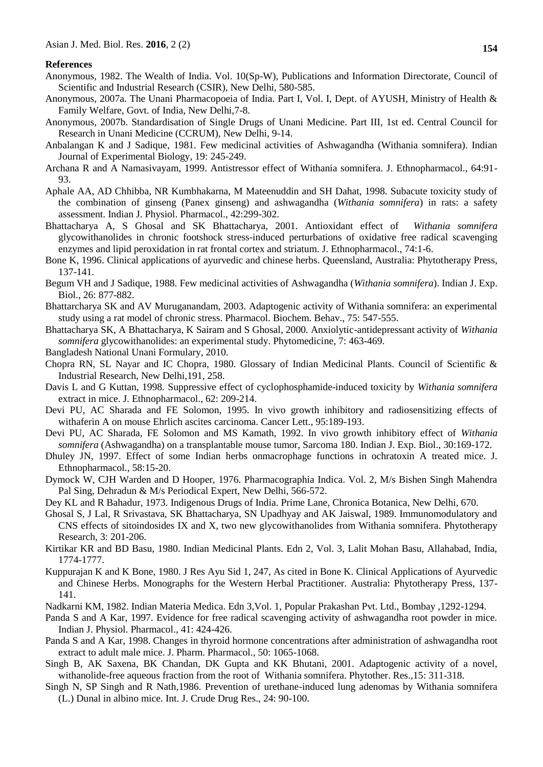**References**

Anonymous, 1982. The Wealth of India. Vol. 10(Sp-W), Publications and Information Directorate, Council of Scientific and Industrial Research (CSIR), New Delhi, 580-585.

Anonymous, 2007a. The Unani Pharmacopoeia of India. Part I, Vol. I, Dept. of AYUSH, Ministry of Health & Family Welfare, Govt. of India, New Delhi,7-8.

Anonymous, 2007b. Standardisation of Single Drugs of Unani Medicine. Part III, 1st ed. Central Council for Research in Unani Medicine (CCRUM), New Delhi, 9-14.

Anbalangan K and J Sadique, 1981. Few medicinal activities of Ashwagandha (Withania somnifera). Indian Journal of Experimental Biology, 19: 245-249.

Archana R and A Namasivayam, 1999. Antistressor effect of Withania somnifera. J. Ethnopharmacol., 64:91-93.

Aphale AA, AD Chhibba, NR Kumbhakarna, M Mateenuddin and SH Dahat, 1998. Subacute toxicity study of the combination of ginseng (Panex ginseng) and ashwagandha (*Withania somnifera*) in rats: a safety assessment. Indian J. Physiol. Pharmacol., 42:299-302.

Bhattacharya A, S Ghosal and SK Bhattacharya, 2001. Antioxidant effect of *Withania somnifera* glycowithanolides in chronic footshock stress-induced perturbations of oxidative free radical scavenging enzymes and lipid peroxidation in rat frontal cortex and striatum. J. Ethnopharmacol., 74:1-6.

Bone K, 1996. Clinical applications of ayurvedic and chinese herbs. Queensland, Australia: Phytotherapy Press, 137-141.

Begum VH and J Sadique, 1988. Few medicinal activities of Ashwagandha (*Withania somnifera*). Indian J. Exp. Biol., 26: 877-882.

Bhattarcharya SK and AV Muruganandam, 2003. Adaptogenic activity of Withania somnifera: an experimental study using a rat model of chronic stress. Pharmacol. Biochem. Behav., 75: 547-555.

Bhattacharya SK, A Bhattacharya, K Sairam and S Ghosal, 2000. Anxiolytic-antidepressant activity of *Withania somnifera* glycowithanolides: an experimental study. Phytomedicine, 7: 463-469.

Bangladesh National Unani Formulary, 2010.

Chopra RN, SL Nayar and IC Chopra, 1980. Glossary of Indian Medicinal Plants. Council of Scientific & Industrial Research, New Delhi,191, 258.

Davis L and G Kuttan, 1998. Suppressive effect of cyclophosphamide-induced toxicity by *Withania somnifera* extract in mice. J. Ethnopharmacol., 62: 209-214.

Devi PU, AC Sharada and FE Solomon, 1995. In vivo growth inhibitory and radiosensitizing effects of withaferin A on mouse Ehrlich ascites carcinoma. Cancer Lett., 95:189-193.

Devi PU, AC Sharada, FE Solomon and MS Kamath, 1992. In vivo growth inhibitory effect of *Withania somnifera* (Ashwagandha) on a transplantable mouse tumor, Sarcoma 180. Indian J. Exp. Biol., 30:169-172.

Dhuley JN, 1997. Effect of some Indian herbs onmacrophage functions in ochratoxin A treated mice. J. Ethnopharmacol., 58:15-20.

Dymock W, CJH Warden and D Hooper, 1976. Pharmacographia Indica. Vol. 2, M/s Bishen Singh Mahendra Pal Sing, Dehradun & M/s Periodical Expert, New Delhi, 566-572.

Dey KL and R Bahadur, 1973. Indigenous Drugs of India. Prime Lane, Chronica Botanica, New Delhi, 670.

Ghosal S, J Lal, R Srivastava, SK Bhattacharya, SN Upadhyay and AK Jaiswal, 1989. Immunomodulatory and CNS effects of sitoindosides IX and X, two new glycowithanolides from Withania somnifera. Phytotherapy Research, 3: 201-206.

Kirtikar KR and BD Basu, 1980. Indian Medicinal Plants. Edn 2, Vol. 3, Lalit Mohan Basu, Allahabad, India, 1774-1777.

Kuppurajan K and K Bone, 1980. J Res Ayu Sid 1, 247, As cited in Bone K. Clinical Applications of Ayurvedic and Chinese Herbs. Monographs for the Western Herbal Practitioner. Australia: Phytotherapy Press, 137-141.

Nadkarni KM, 1982. Indian Materia Medica. Edn 3,Vol. 1, Popular Prakashan Pvt. Ltd., Bombay ,1292-1294.

Panda S and A Kar, 1997. Evidence for free radical scavenging activity of ashwagandha root powder in mice. Indian J. Physiol. Pharmacol., 41: 424-426.

Panda S and A Kar, 1998. Changes in thyroid hormone concentrations after administration of ashwagandha root extract to adult male mice. J. Pharm. Pharmacol., 50: 1065-1068.

Singh B, AK Saxena, BK Chandan, DK Gupta and KK Bhutani, 2001. Adaptogenic activity of a novel, withanolide-free aqueous fraction from the root of Withania somnifera. Phytother. Res.,15: 311-318.

Singh N, SP Singh and R Nath,1986. Prevention of urethane-induced lung adenomas by Withania somnifera (L.) Dunal in albino mice. Int. J. Crude Drug Res., 24: 90-100.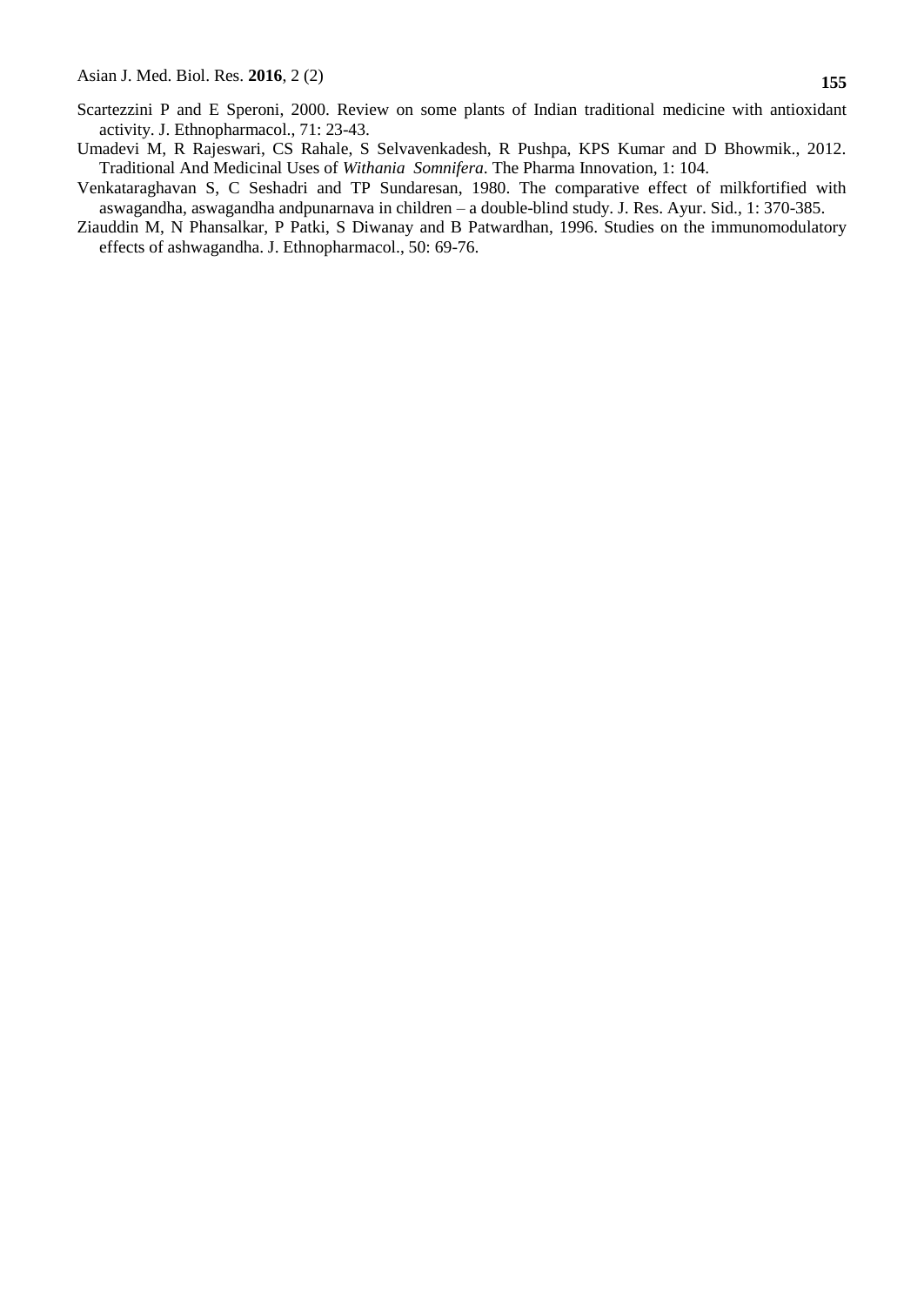Scartezzini P and E Speroni, 2000. Review on some plants of Indian traditional medicine with antioxidant activity. J. Ethnopharmacol., 71: 23-43.

Umadevi M, R Rajeswari, CS Rahale, S Selvavenkadesh, R Pushpa, KPS Kumar and D Bhowmik., 2012. Traditional And Medicinal Uses of *Withania Somnifera*. The Pharma Innovation, 1: 104.

Venkataraghavan S, C Seshadri and TP Sundaresan, 1980. The comparative effect of milkfortified with aswagandha, aswagandha andpunarnava in children – a double-blind study. J. Res. Ayur. Sid., 1: 370-385.

Ziauddin M, N Phansalkar, P Patki, S Diwanay and B Patwardhan, 1996. Studies on the immunomodulatory effects of ashwagandha. J. Ethnopharmacol., 50: 69-76.